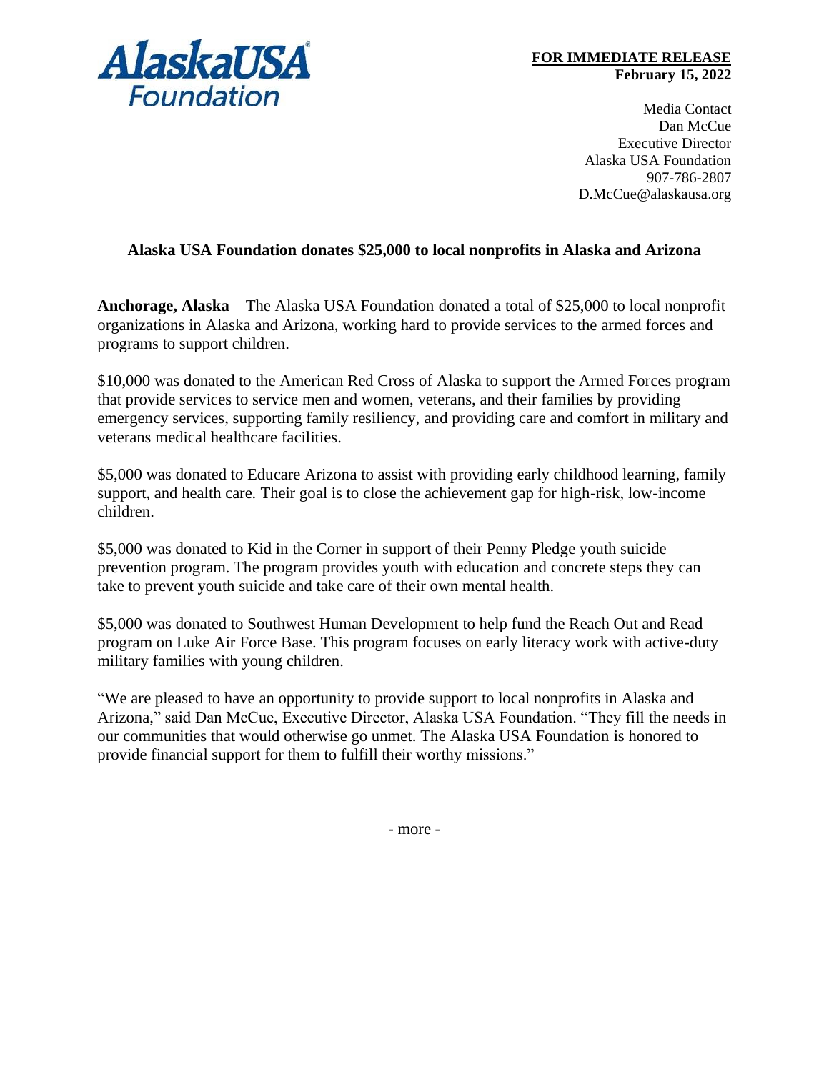AlaskaUSA Foundation

**FOR IMMEDIATE RELEASE**
**February 15, 2022**

Media Contact
Dan McCue
Executive Director
Alaska USA Foundation
907-786-2807
D.McCue@alaskausa.org

## Alaska USA Foundation donates $25,000 to local nonprofits in Alaska and Arizona

**Anchorage, Alaska** – The Alaska USA Foundation donated a total of $25,000 to local nonprofit organizations in Alaska and Arizona, working hard to provide services to the armed forces and programs to support children.

$10,000 was donated to the American Red Cross of Alaska to support the Armed Forces program that provide services to service men and women, veterans, and their families by providing emergency services, supporting family resiliency, and providing care and comfort in military and veterans medical healthcare facilities.

$5,000 was donated to Educare Arizona to assist with providing early childhood learning, family support, and health care. Their goal is to close the achievement gap for high-risk, low-income children.

$5,000 was donated to Kid in the Corner in support of their Penny Pledge youth suicide prevention program. The program provides youth with education and concrete steps they can take to prevent youth suicide and take care of their own mental health.

$5,000 was donated to Southwest Human Development to help fund the Reach Out and Read program on Luke Air Force Base. This program focuses on early literacy work with active-duty military families with young children.

"We are pleased to have an opportunity to provide support to local nonprofits in Alaska and Arizona," said Dan McCue, Executive Director, Alaska USA Foundation. "They fill the needs in our communities that would otherwise go unmet. The Alaska USA Foundation is honored to provide financial support for them to fulfill their worthy missions."

- more -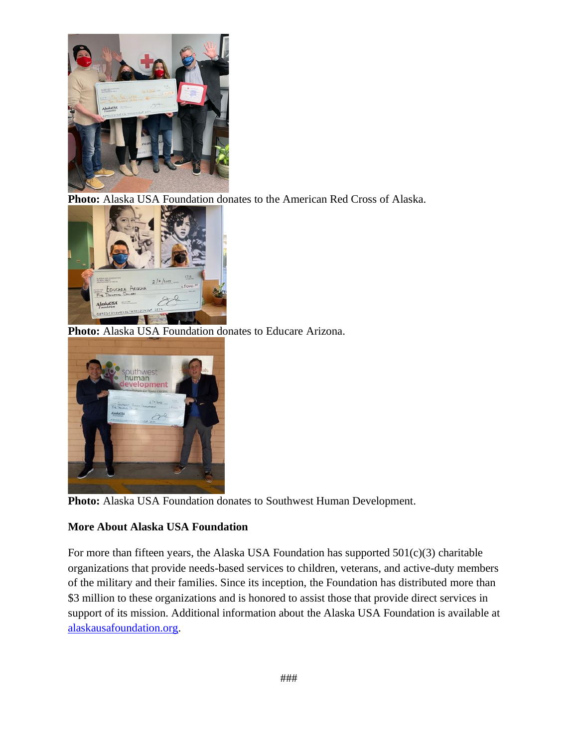**Photo:** Alaska USA Foundation donates to the American Red Cross of Alaska.

**Photo:** Alaska USA Foundation donates to Educare Arizona.

**Photo:** Alaska USA Foundation donates to Southwest Human Development.

**More About Alaska USA Foundation**

For more than fifteen years, the Alaska USA Foundation has supported 501(c)(3) charitable organizations that provide needs-based services to children, veterans, and active-duty members of the military and their families. Since its inception, the Foundation has distributed more than $3 million to these organizations and is honored to assist those that provide direct services in support of its mission. Additional information about the Alaska USA Foundation is available at alaskausafoundation.org.

###